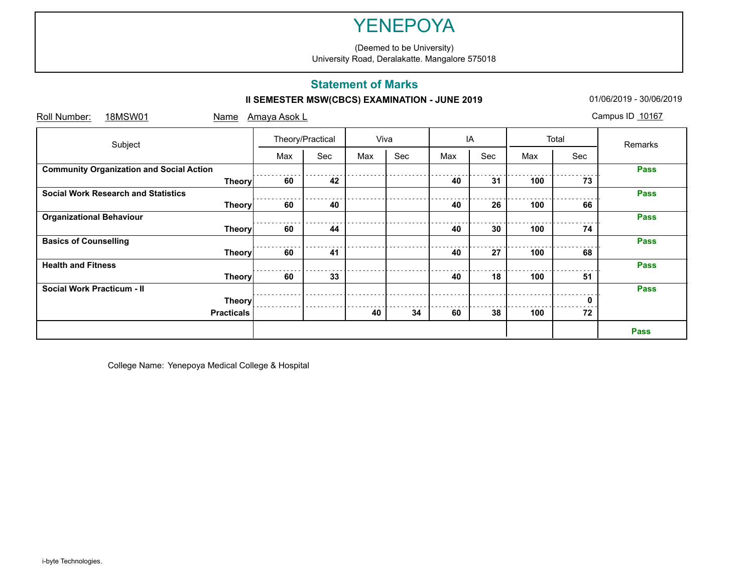# YENEPOYA

(Deemed to be University)
University Road, Deralakatte. Mangalore 575018

## Statement of Marks

**II SEMESTER MSW(CBCS) EXAMINATION - JUNE 2019**

01/06/2019 - 30/06/2019

Roll Number: 18MSW01 Name Amaya Asok L Campus ID 10167

| Subject | | Theory/Practical | | Viva | | IA | | Total | | Remarks |
|---|---|---|---|---|---|---|---|---|---|---|
| | | Max | Sec | Max | Sec | Max | Sec | Max | Sec | |
| **Community Organization and Social Action** | | | | | | | | | | **Pass** |
| | **Theory** | **60** | **42** | | | **40** | **31** | **100** | **73** | |
| **Social Work Research and Statistics** | | | | | | | | | | **Pass** |
| | **Theory** | **60** | **40** | | | **40** | **26** | **100** | **66** | |
| **Organizational Behaviour** | | | | | | | | | | **Pass** |
| | **Theory** | **60** | **44** | | | **40** | **30** | **100** | **74** | |
| **Basics of Counselling** | | | | | | | | | | **Pass** |
| | **Theory** | **60** | **41** | | | **40** | **27** | **100** | **68** | |
| **Health and Fitness** | | | | | | | | | | **Pass** |
| | **Theory** | **60** | **33** | | | **40** | **18** | **100** | **51** | |
| **Social Work Practicum - II** | | | | | | | | | | **Pass** |
| | **Theory** | | | | | | | | **0** | |
| | **Practicals** | | | **40** | **34** | **60** | **38** | **100** | **72** | |
| | | | | | | | | | | **Pass** |

College Name: Yenepoya Medical College & Hospital

i-byte Technologies.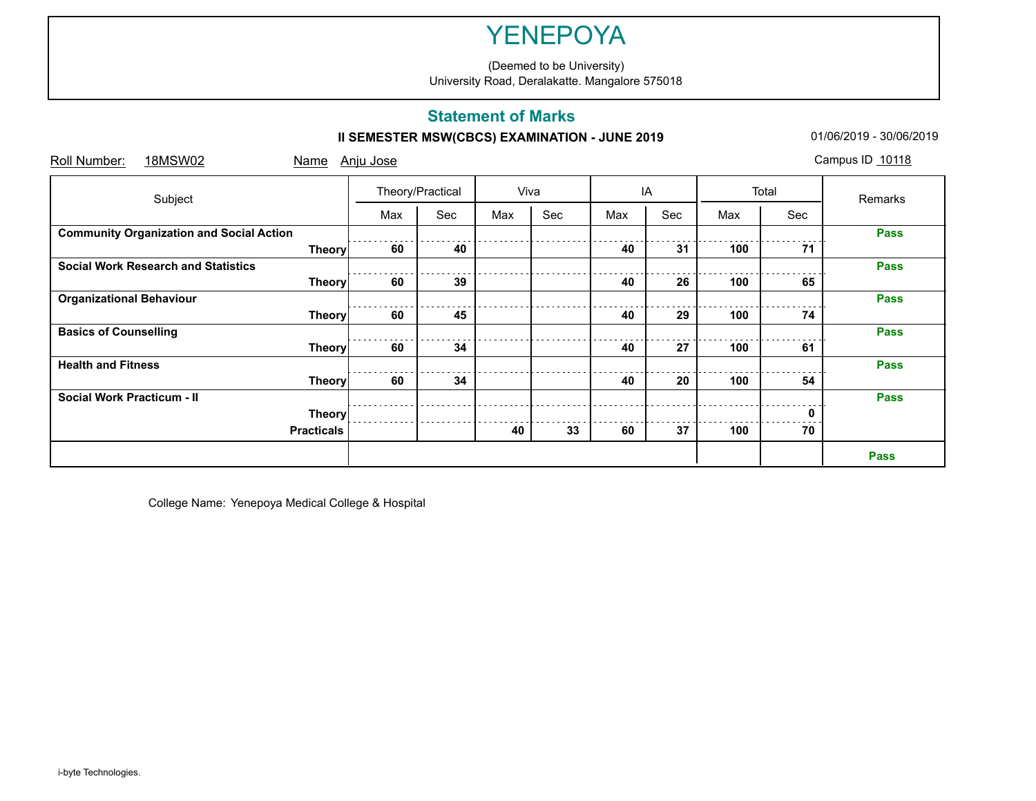# YENEPOYA

(Deemed to be University)
University Road, Deralakatte. Mangalore 575018

## Statement of Marks

**II SEMESTER MSW(CBCS) EXAMINATION - JUNE 2019** 01/06/2019 - 30/06/2019

Roll Number: 18MSW02 Name Anju Jose Campus ID 10118

| Subject | | Theory/Practical | | Viva | | IA | | Total | | Remarks |
|---|---|---|---|---|---|---|---|---|---|---|
| | | Max | Sec | Max | Sec | Max | Sec | Max | Sec | |
| **Community Organization and Social Action** | | | | | | | | | | **Pass** |
| | **Theory** | **60** | **40** | | | **40** | **31** | **100** | **71** | |
| **Social Work Research and Statistics** | | | | | | | | | | **Pass** |
| | **Theory** | **60** | **39** | | | **40** | **26** | **100** | **65** | |
| **Organizational Behaviour** | | | | | | | | | | **Pass** |
| | **Theory** | **60** | **45** | | | **40** | **29** | **100** | **74** | |
| **Basics of Counselling** | | | | | | | | | | **Pass** |
| | **Theory** | **60** | **34** | | | **40** | **27** | **100** | **61** | |
| **Health and Fitness** | | | | | | | | | | **Pass** |
| | **Theory** | **60** | **34** | | | **40** | **20** | **100** | **54** | |
| **Social Work Practicum - II** | | | | | | | | | | **Pass** |
| | **Theory** | | | | | | | | **0** | |
| | **Practicals** | | | **40** | **33** | **60** | **37** | **100** | **70** | |
| | | | | | | | | | | **Pass** |

College Name: Yenepoya Medical College & Hospital

i-byte Technologies.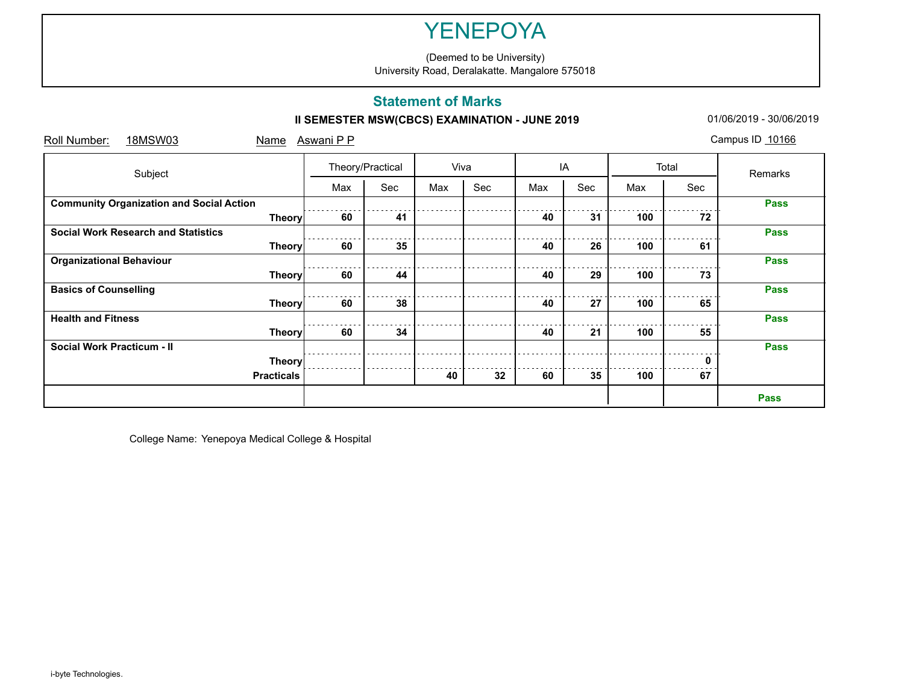# YENEPOYA

(Deemed to be University)
University Road, Deralakatte. Mangalore 575018

## Statement of Marks

**II SEMESTER MSW(CBCS) EXAMINATION - JUNE 2019**

01/06/2019 - 30/06/2019

Roll Number: 18MSW03 Name Aswani P P Campus ID 10166

| Subject | | Theory/Practical | | Viva | | IA | | Total | | Remarks |
|---|---|---|---|---|---|---|---|---|---|---|
| | | Max | Sec | Max | Sec | Max | Sec | Max | Sec | |
| **Community Organization and Social Action** | **Theory** | **60** | **41** | | | **40** | **31** | **100** | **72** | **Pass** |
| **Social Work Research and Statistics** | **Theory** | **60** | **35** | | | **40** | **26** | **100** | **61** | **Pass** |
| **Organizational Behaviour** | **Theory** | **60** | **44** | | | **40** | **29** | **100** | **73** | **Pass** |
| **Basics of Counselling** | **Theory** | **60** | **38** | | | **40** | **27** | **100** | **65** | **Pass** |
| **Health and Fitness** | **Theory** | **60** | **34** | | | **40** | **21** | **100** | **55** | **Pass** |
| **Social Work Practicum - II** | **Theory** | | | | | | | | **0** | **Pass** |
| | **Practicals** | | | **40** | **32** | **60** | **35** | **100** | **67** | |
| | | | | | | | | | | **Pass** |

College Name: Yenepoya Medical College & Hospital

i-byte Technologies.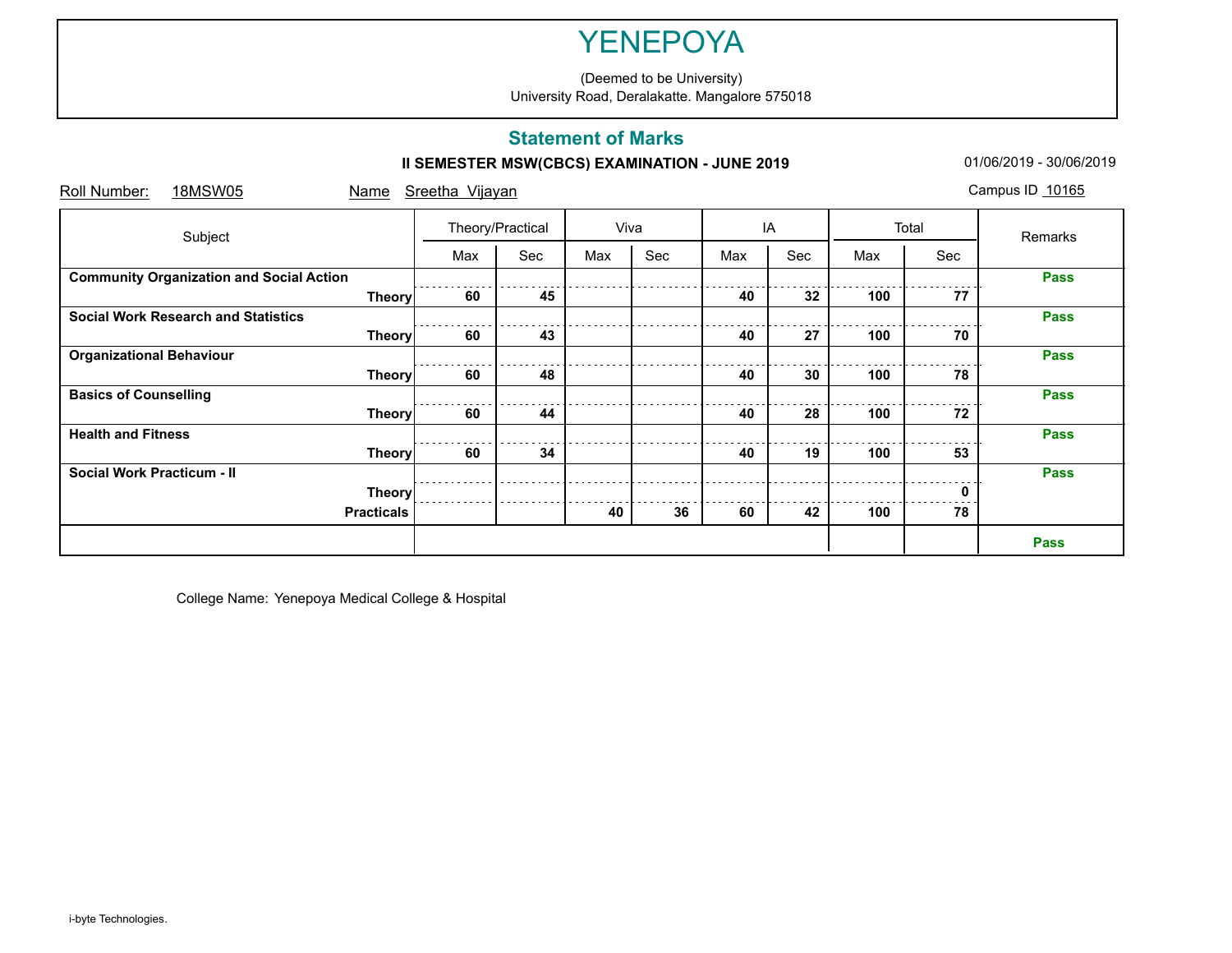# YENEPOYA

(Deemed to be University)
University Road, Deralakatte. Mangalore 575018

## Statement of Marks

**II SEMESTER MSW(CBCS) EXAMINATION - JUNE 2019** 01/06/2019 - 30/06/2019

Roll Number: 18MSW05 Name Sreetha Vijayan Campus ID 10165

| Subject | | Theory/Practical | | Viva | | IA | | Total | | Remarks |
|---|---|---|---|---|---|---|---|---|---|---|
| | | Max | Sec | Max | Sec | Max | Sec | Max | Sec | |
| **Community Organization and Social Action** | | | | | | | | | | **Pass** |
| | **Theory** | **60** | **45** | | | **40** | **32** | **100** | **77** | |
| **Social Work Research and Statistics** | | | | | | | | | | **Pass** |
| | **Theory** | **60** | **43** | | | **40** | **27** | **100** | **70** | |
| **Organizational Behaviour** | | | | | | | | | | **Pass** |
| | **Theory** | **60** | **48** | | | **40** | **30** | **100** | **78** | |
| **Basics of Counselling** | | | | | | | | | | **Pass** |
| | **Theory** | **60** | **44** | | | **40** | **28** | **100** | **72** | |
| **Health and Fitness** | | | | | | | | | | **Pass** |
| | **Theory** | **60** | **34** | | | **40** | **19** | **100** | **53** | |
| **Social Work Practicum - II** | | | | | | | | | | **Pass** |
| | **Theory** | | | | | | | | **0** | |
| | **Practicals** | | | **40** | **36** | **60** | **42** | **100** | **78** | |
| | | | | | | | | | | **Pass** |

College Name: Yenepoya Medical College & Hospital

i-byte Technologies.